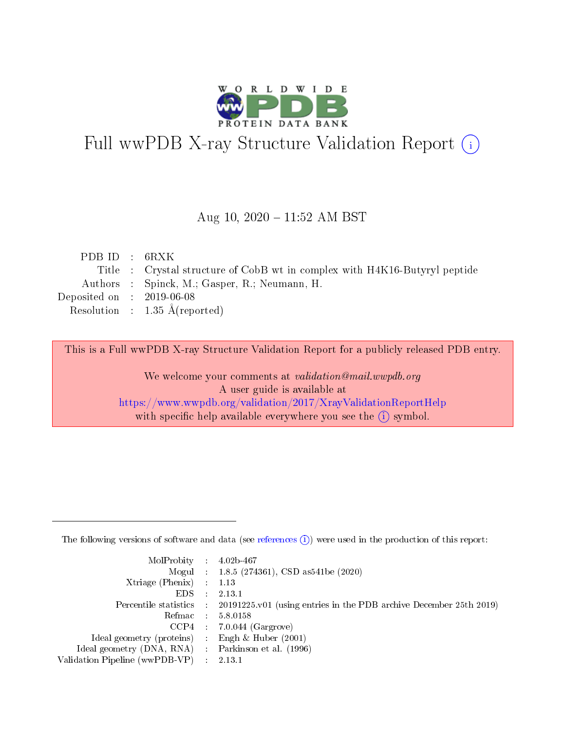# Full wwPDB X-ray Structure Validation Report (i)

Aug 10, 2020 – 11:52 AM BST

| | | |
|---|---|---|
| PDB ID | : | 6RXK |
| Title | : | Crystal structure of CobB wt in complex with H4K16-Butyryl peptide |
| Authors | : | Spinck, M.; Gasper, R.; Neumann, H. |
| Deposited on | : | 2019-06-08 |
| Resolution | : | 1.35 Å(reported) |

This is a Full wwPDB X-ray Structure Validation Report for a publicly released PDB entry.

We welcome your comments at *validation@mail.wwpdb.org*
A user guide is available at
https://www.wwpdb.org/validation/2017/XrayValidationReportHelp
with specific help available everywhere you see the (i) symbol.

The following versions of software and data (see references (i)) were used in the production of this report:

| | | |
|---|---|---|
| MolProbity | : | 4.02b-467 |
| Mogul | : | 1.8.5 (274361), CSD as541be (2020) |
| Xtriage (Phenix) | : | 1.13 |
| EDS | : | 2.13.1 |
| Percentile statistics | : | 20191225.v01 (using entries in the PDB archive December 25th 2019) |
| Refmac | : | 5.8.0158 |
| CCP4 | : | 7.0.044 (Gargrove) |
| Ideal geometry (proteins) | : | Engh & Huber (2001) |
| Ideal geometry (DNA, RNA) | : | Parkinson et al. (1996) |
| Validation Pipeline (wwPDB-VP) | : | 2.13.1 |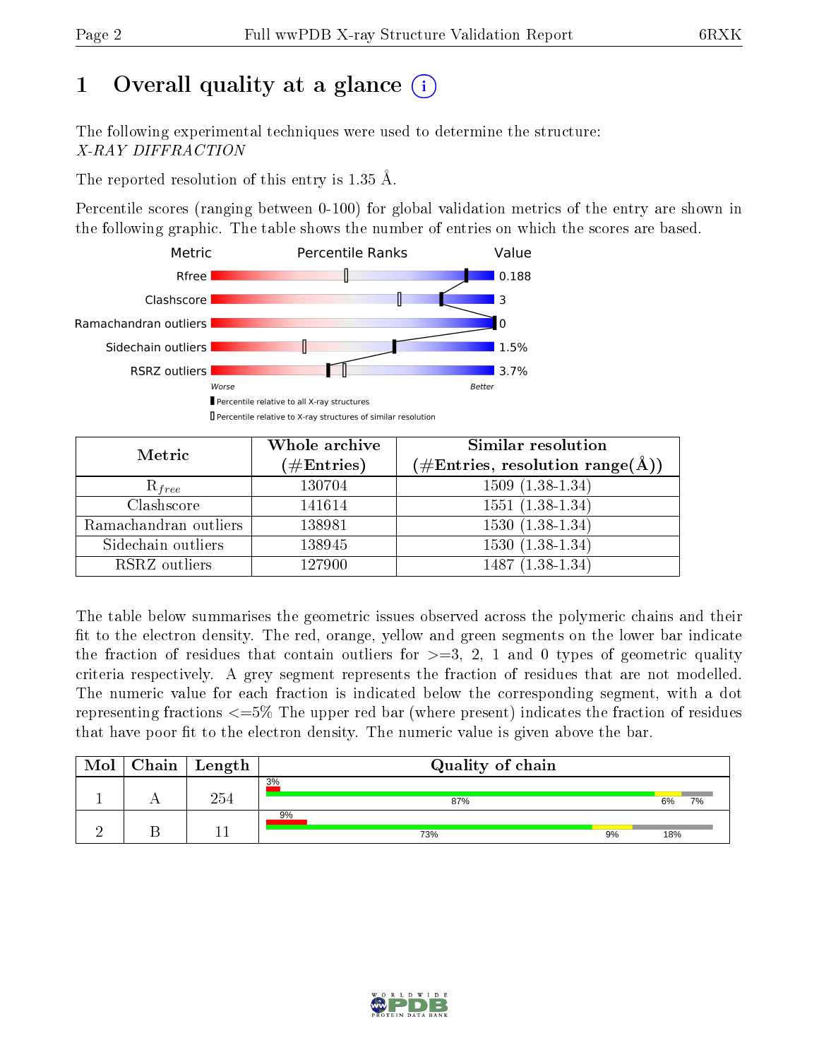# 1 Overall quality at a glance (i)

The following experimental techniques were used to determine the structure:
*X-RAY DIFFRACTION*

The reported resolution of this entry is 1.35 Å.

Percentile scores (ranging between 0-100) for global validation metrics of the entry are shown in the following graphic. The table shows the number of entries on which the scores are based.

| Metric | Value |
|---|---|
| Rfree | 0.188 |
| Clashscore | 3 |
| Ramachandran outliers | 0 |
| Sidechain outliers | 1.5% |
| RSRZ outliers | 3.7% |

Worse — Better

■ Percentile relative to all X-ray structures
□ Percentile relative to X-ray structures of similar resolution

| Metric | Whole archive (#Entries) | Similar resolution (#Entries, resolution range(Å)) |
|---|---|---|
| $R_{free}$ | 130704 | 1509 (1.38-1.34) |
| Clashscore | 141614 | 1551 (1.38-1.34) |
| Ramachandran outliers | 138981 | 1530 (1.38-1.34) |
| Sidechain outliers | 138945 | 1530 (1.38-1.34) |
| RSRZ outliers | 127900 | 1487 (1.38-1.34) |

The table below summarises the geometric issues observed across the polymeric chains and their fit to the electron density. The red, orange, yellow and green segments on the lower bar indicate the fraction of residues that contain outliers for >=3, 2, 1 and 0 types of geometric quality criteria respectively. A grey segment represents the fraction of residues that are not modelled. The numeric value for each fraction is indicated below the corresponding segment, with a dot representing fractions <=5% The upper red bar (where present) indicates the fraction of residues that have poor fit to the electron density. The numeric value is given above the bar.

| Mol | Chain | Length | Quality of chain |
|---|---|---|---|
| 1 | A | 254 | 3% / 87% · 6% · 7% |
| 2 | B | 11 | 9% / 73% · 9% · 18% |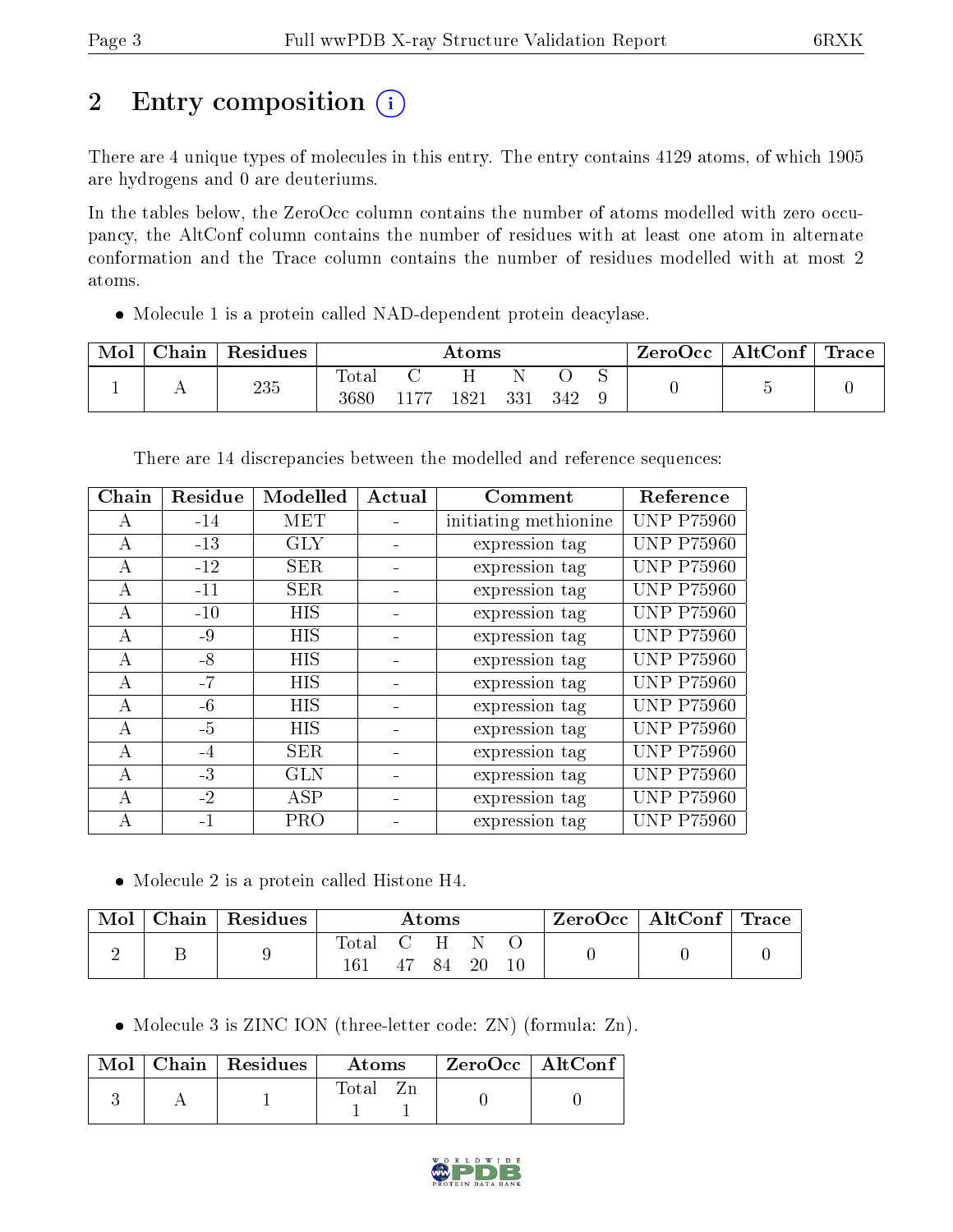# 2 Entry composition

There are 4 unique types of molecules in this entry. The entry contains 4129 atoms, of which 1905 are hydrogens and 0 are deuteriums.

In the tables below, the ZeroOcc column contains the number of atoms modelled with zero occupancy, the AltConf column contains the number of residues with at least one atom in alternate conformation and the Trace column contains the number of residues modelled with at most 2 atoms.

- Molecule 1 is a protein called NAD-dependent protein deacylase.

| Mol | Chain | Residues | Atoms | | | | | | ZeroOcc | AltConf | Trace |
|---|---|---|---|---|---|---|---|---|---|---|---|
| 1 | A | 235 | Total 3680 | C 1177 | H 1821 | N 331 | O 342 | S 9 | 0 | 5 | 0 |

There are 14 discrepancies between the modelled and reference sequences:

| Chain | Residue | Modelled | Actual | Comment | Reference |
|---|---|---|---|---|---|
| A | -14 | MET | - | initiating methionine | UNP P75960 |
| A | -13 | GLY | - | expression tag | UNP P75960 |
| A | -12 | SER | - | expression tag | UNP P75960 |
| A | -11 | SER | - | expression tag | UNP P75960 |
| A | -10 | HIS | - | expression tag | UNP P75960 |
| A | -9 | HIS | - | expression tag | UNP P75960 |
| A | -8 | HIS | - | expression tag | UNP P75960 |
| A | -7 | HIS | - | expression tag | UNP P75960 |
| A | -6 | HIS | - | expression tag | UNP P75960 |
| A | -5 | HIS | - | expression tag | UNP P75960 |
| A | -4 | SER | - | expression tag | UNP P75960 |
| A | -3 | GLN | - | expression tag | UNP P75960 |
| A | -2 | ASP | - | expression tag | UNP P75960 |
| A | -1 | PRO | - | expression tag | UNP P75960 |

- Molecule 2 is a protein called Histone H4.

| Mol | Chain | Residues | Atoms | | | | | ZeroOcc | AltConf | Trace |
|---|---|---|---|---|---|---|---|---|---|---|
| 2 | B | 9 | Total 161 | C 47 | H 84 | N 20 | O 10 | 0 | 0 | 0 |

- Molecule 3 is ZINC ION (three-letter code: ZN) (formula: Zn).

| Mol | Chain | Residues | Atoms | | ZeroOcc | AltConf |
|---|---|---|---|---|---|---|
| 3 | A | 1 | Total 1 | Zn 1 | 0 | 0 |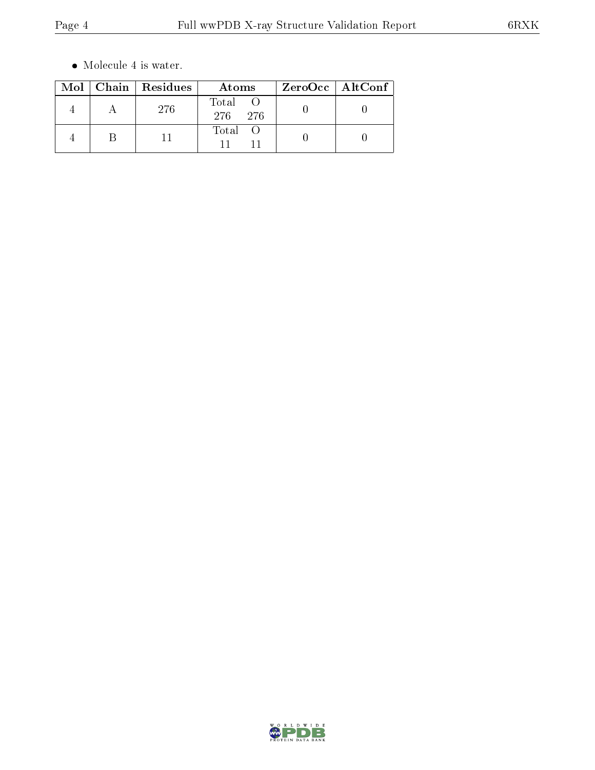- Molecule 4 is water.

| Mol | Chain | Residues | Atoms | ZeroOcc | AltConf |
|---|---|---|---|---|---|
| 4 | A | 276 | Total O<br>276 276 | 0 | 0 |
| 4 | B | 11 | Total O<br>11 11 | 0 | 0 |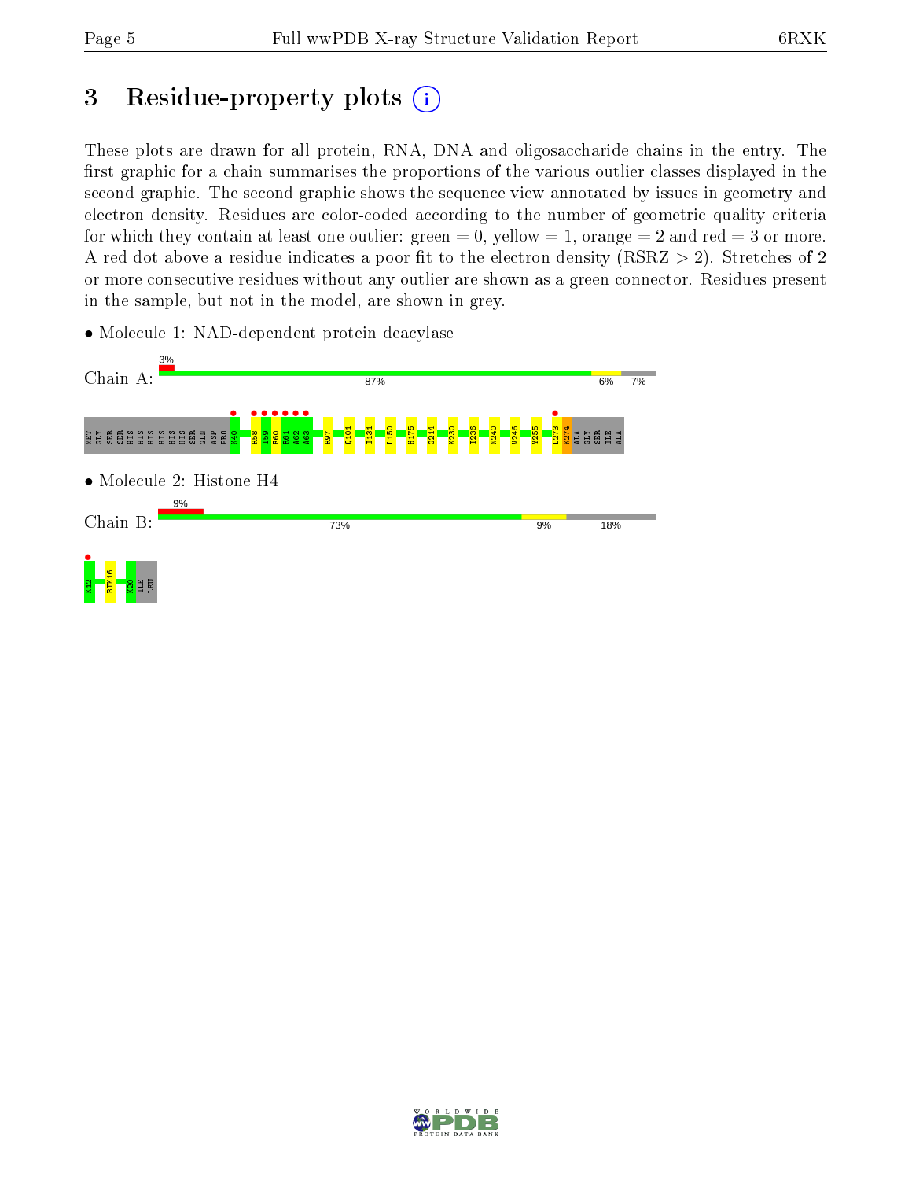# 3 Residue-property plots

These plots are drawn for all protein, RNA, DNA and oligosaccharide chains in the entry. The first graphic for a chain summarises the proportions of the various outlier classes displayed in the second graphic. The second graphic shows the sequence view annotated by issues in geometry and electron density. Residues are color-coded according to the number of geometric quality criteria for which they contain at least one outlier: green = 0, yellow = 1, orange = 2 and red = 3 or more. A red dot above a residue indicates a poor fit to the electron density (RSRZ > 2). Stretches of 2 or more consecutive residues without any outlier are shown as a green connector. Residues present in the sample, but not in the model, are shown in grey.

- Molecule 1: NAD-dependent protein deacylase

Chain A: 3% | 87% | 6% | 7%

MET GLY SER SER HIS HIS HIS HIS HIS HIS SER GLN ASP PRO K40 R58 T59 F60 R61 A62 A63 R97 Q101 I131 L150 H175 G214 K230 T236 N240 V246 Y255 L273 K274 ALA GLY SER ILE ALA

- Molecule 2: Histone H4

Chain B: 9% | 73% | 9% | 18%

K12 BTK16 K20 ILE LEU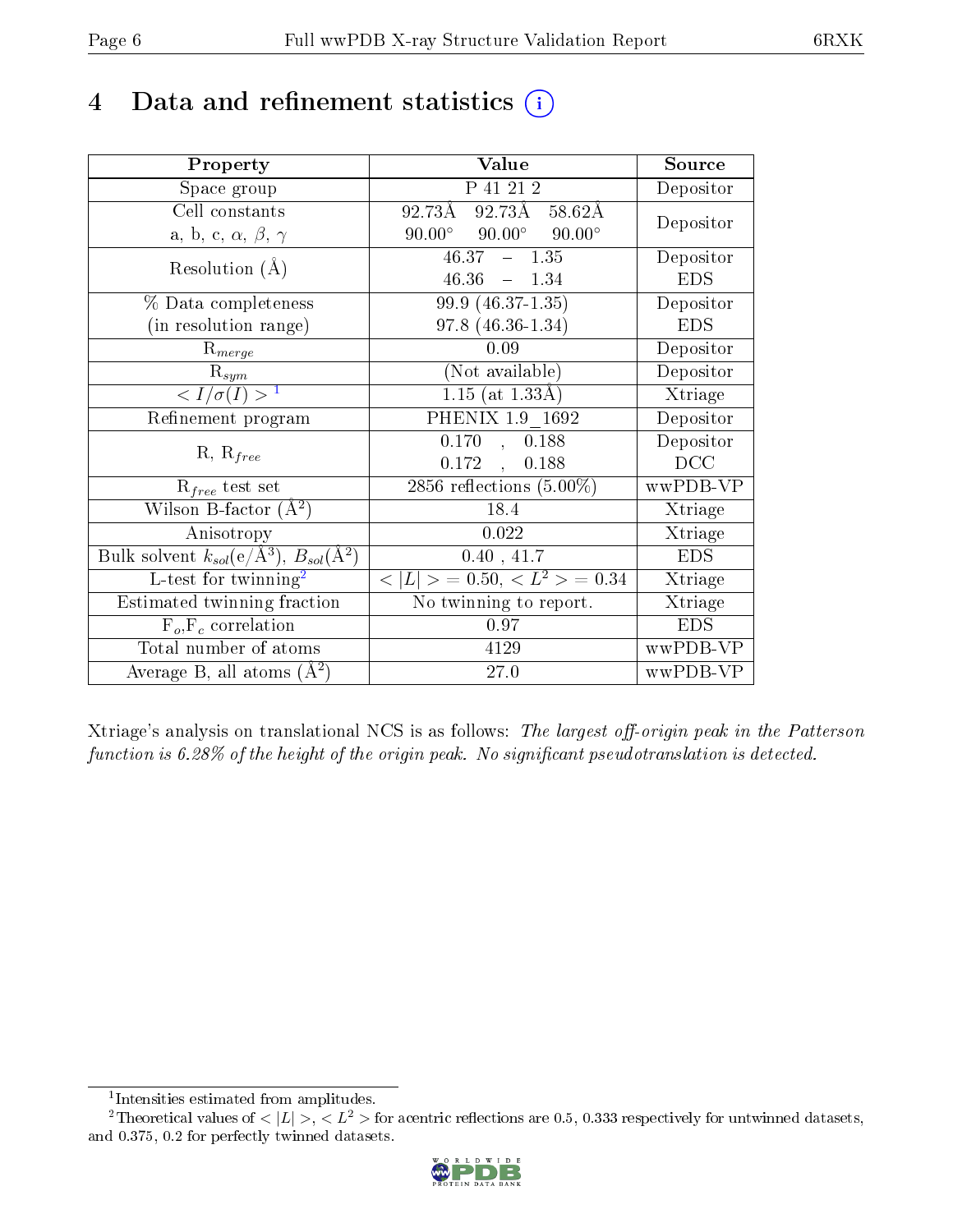# 4 Data and refinement statistics (i)

| Property | Value | Source |
|---|---|---|
| Space group | P 41 21 2 | Depositor |
| Cell constants<br>a, b, c, $\alpha$, $\beta$, $\gamma$ | 92.73Å 92.73Å 58.62Å<br>90.00° 90.00° 90.00° | Depositor |
| Resolution (Å) | 46.37 – 1.35<br>46.36 – 1.34 | Depositor<br>EDS |
| % Data completeness<br>(in resolution range) | 99.9 (46.37-1.35)<br>97.8 (46.36-1.34) | Depositor<br>EDS |
| $R_{merge}$ | 0.09 | Depositor |
| $R_{sym}$ | (Not available) | Depositor |
| $< I/\sigma(I) >$ [1] | 1.15 (at 1.33Å) | Xtriage |
| Refinement program | PHENIX 1.9_1692 | Depositor |
| R, $R_{free}$ | 0.170 , 0.188<br>0.172 , 0.188 | Depositor<br>DCC |
| $R_{free}$ test set | 2856 reflections (5.00%) | wwPDB-VP |
| Wilson B-factor (Å$^2$) | 18.4 | Xtriage |
| Anisotropy | 0.022 | Xtriage |
| Bulk solvent $k_{sol}$(e/Å$^3$), $B_{sol}$(Å$^2$) | 0.40 , 41.7 | EDS |
| L-test for twinning[2] | $< \|L\| >$ = 0.50, $< L^2 >$ = 0.34 | Xtriage |
| Estimated twinning fraction | No twinning to report. | Xtriage |
| $F_o$,$F_c$ correlation | 0.97 | EDS |
| Total number of atoms | 4129 | wwPDB-VP |
| Average B, all atoms (Å$^2$) | 27.0 | wwPDB-VP |

Xtriage's analysis on translational NCS is as follows: *The largest off-origin peak in the Patterson function is 6.28% of the height of the origin peak. No significant pseudotranslation is detected.*

[1] Intensities estimated from amplitudes.

[2] Theoretical values of $< |L| >$, $< L^2 >$ for acentric reflections are 0.5, 0.333 respectively for untwinned datasets, and 0.375, 0.2 for perfectly twinned datasets.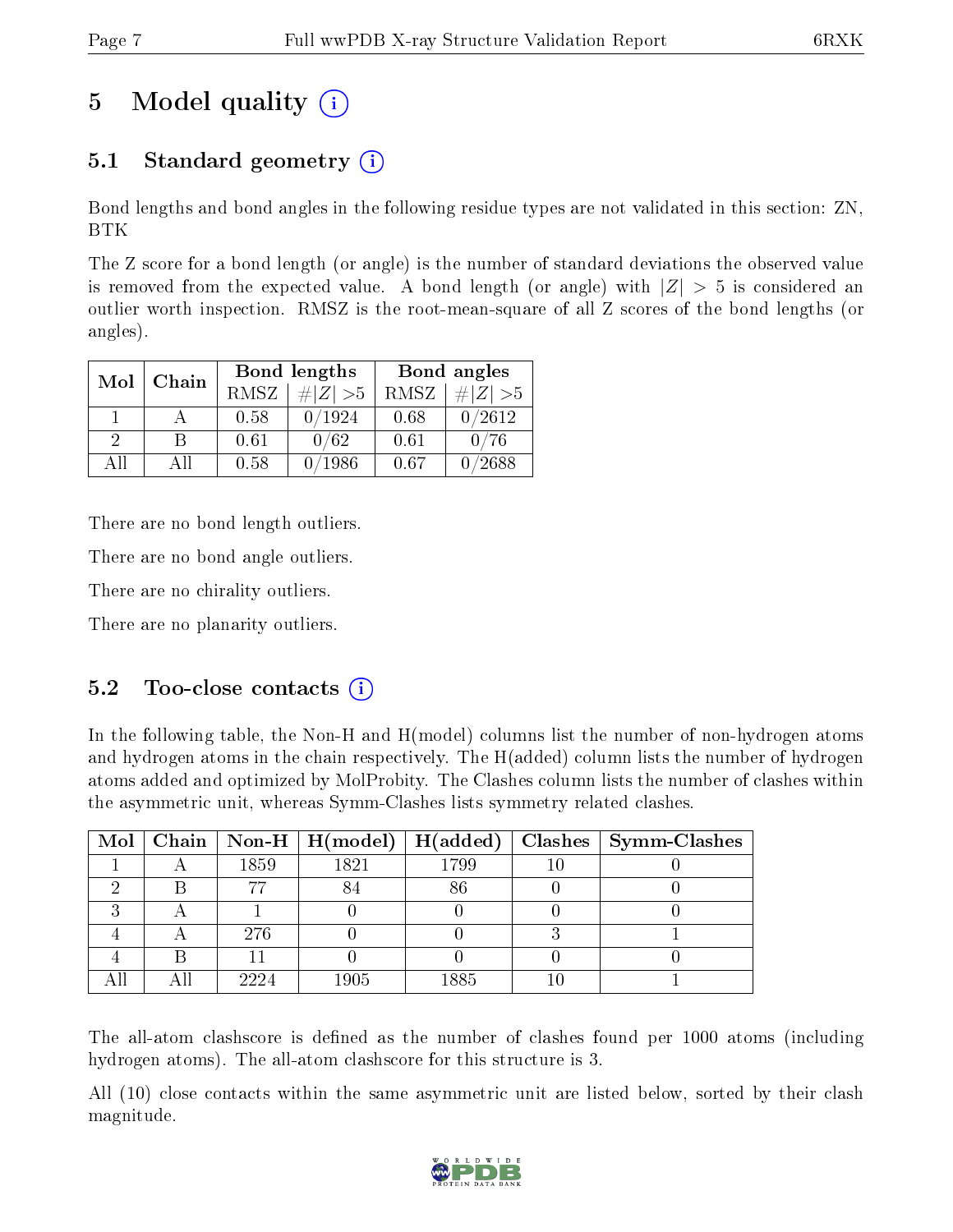# 5 Model quality

## 5.1 Standard geometry

Bond lengths and bond angles in the following residue types are not validated in this section: ZN, BTK

The Z score for a bond length (or angle) is the number of standard deviations the observed value is removed from the expected value. A bond length (or angle) with $|Z| > 5$ is considered an outlier worth inspection. RMSZ is the root-mean-square of all Z scores of the bond lengths (or angles).

| Mol | Chain | Bond lengths | | Bond angles | |
|---|---|---|---|---|---|
| | | RMSZ | #$\|Z\|$ >5 | RMSZ | #$\|Z\|$ >5 |
| 1 | A | 0.58 | 0/1924 | 0.68 | 0/2612 |
| 2 | B | 0.61 | 0/62 | 0.61 | 0/76 |
| All | All | 0.58 | 0/1986 | 0.67 | 0/2688 |

There are no bond length outliers.

There are no bond angle outliers.

There are no chirality outliers.

There are no planarity outliers.

## 5.2 Too-close contacts

In the following table, the Non-H and H(model) columns list the number of non-hydrogen atoms and hydrogen atoms in the chain respectively. The H(added) column lists the number of hydrogen atoms added and optimized by MolProbity. The Clashes column lists the number of clashes within the asymmetric unit, whereas Symm-Clashes lists symmetry related clashes.

| Mol | Chain | Non-H | H(model) | H(added) | Clashes | Symm-Clashes |
|---|---|---|---|---|---|---|
| 1 | A | 1859 | 1821 | 1799 | 10 | 0 |
| 2 | B | 77 | 84 | 86 | 0 | 0 |
| 3 | A | 1 | 0 | 0 | 0 | 0 |
| 4 | A | 276 | 0 | 0 | 3 | 1 |
| 4 | B | 11 | 0 | 0 | 0 | 0 |
| All | All | 2224 | 1905 | 1885 | 10 | 1 |

The all-atom clashscore is defined as the number of clashes found per 1000 atoms (including hydrogen atoms). The all-atom clashscore for this structure is 3.

All (10) close contacts within the same asymmetric unit are listed below, sorted by their clash magnitude.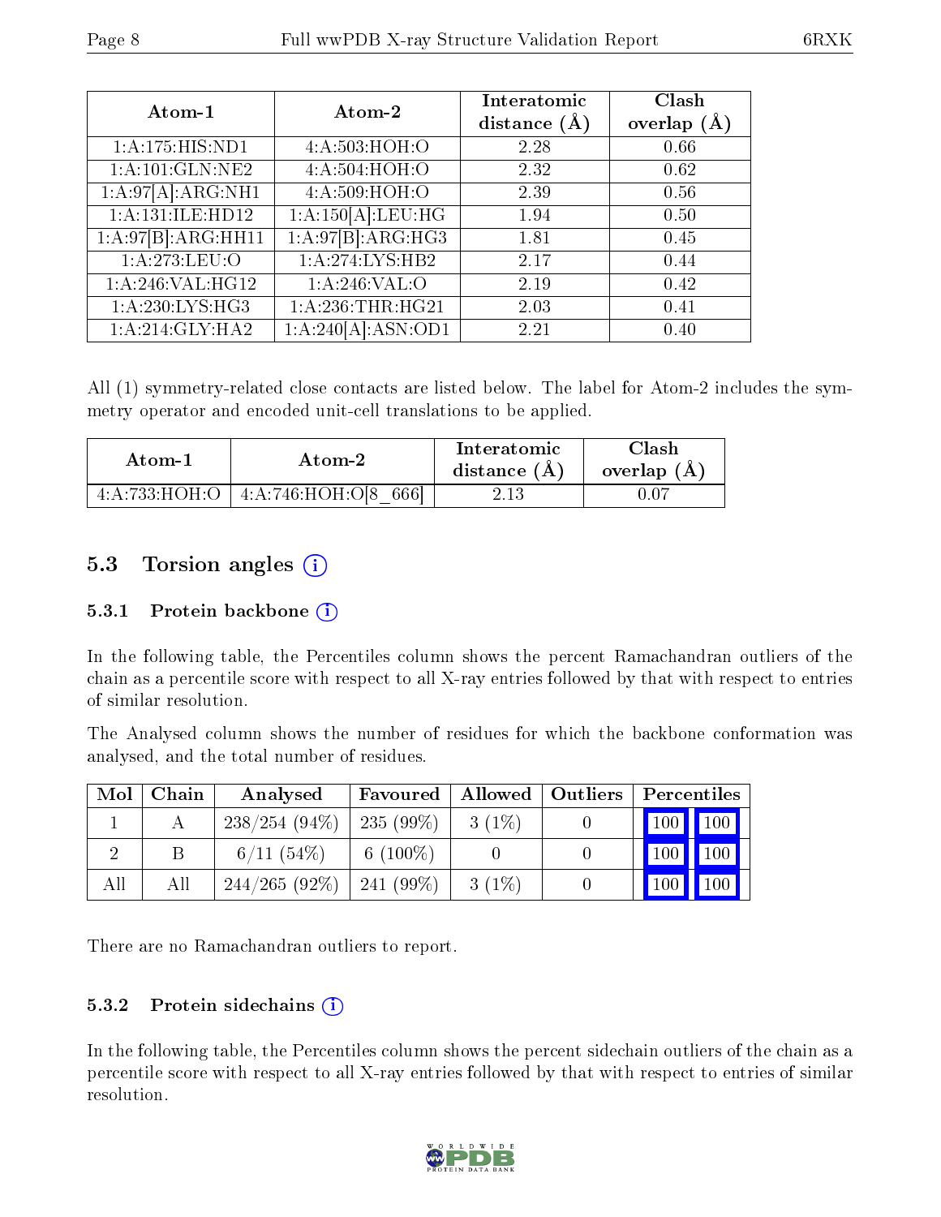| Atom-1 | Atom-2 | Interatomic distance (Å) | Clash overlap (Å) |
|---|---|---|---|
| 1:A:175:HIS:ND1 | 4:A:503:HOH:O | 2.28 | 0.66 |
| 1:A:101:GLN:NE2 | 4:A:504:HOH:O | 2.32 | 0.62 |
| 1:A:97[A]:ARG:NH1 | 4:A:509:HOH:O | 2.39 | 0.56 |
| 1:A:131:ILE:HD12 | 1:A:150[A]:LEU:HG | 1.94 | 0.50 |
| 1:A:97[B]:ARG:HH11 | 1:A:97[B]:ARG:HG3 | 1.81 | 0.45 |
| 1:A:273:LEU:O | 1:A:274:LYS:HB2 | 2.17 | 0.44 |
| 1:A:246:VAL:HG12 | 1:A:246:VAL:O | 2.19 | 0.42 |
| 1:A:230:LYS:HG3 | 1:A:236:THR:HG21 | 2.03 | 0.41 |
| 1:A:214:GLY:HA2 | 1:A:240[A]:ASN:OD1 | 2.21 | 0.40 |

All (1) symmetry-related close contacts are listed below. The label for Atom-2 includes the symmetry operator and encoded unit-cell translations to be applied.

| Atom-1 | Atom-2 | Interatomic distance (Å) | Clash overlap (Å) |
|---|---|---|---|
| 4:A:733:HOH:O | 4:A:746:HOH:O[8_666] | 2.13 | 0.07 |

## 5.3 Torsion angles

### 5.3.1 Protein backbone

In the following table, the Percentiles column shows the percent Ramachandran outliers of the chain as a percentile score with respect to all X-ray entries followed by that with respect to entries of similar resolution.

The Analysed column shows the number of residues for which the backbone conformation was analysed, and the total number of residues.

| Mol | Chain | Analysed | Favoured | Allowed | Outliers | Percentiles | |
|---|---|---|---|---|---|---|---|
| 1 | A | 238/254 (94%) | 235 (99%) | 3 (1%) | 0 | 100 | 100 |
| 2 | B | 6/11 (54%) | 6 (100%) | 0 | 0 | 100 | 100 |
| All | All | 244/265 (92%) | 241 (99%) | 3 (1%) | 0 | 100 | 100 |

There are no Ramachandran outliers to report.

### 5.3.2 Protein sidechains

In the following table, the Percentiles column shows the percent sidechain outliers of the chain as a percentile score with respect to all X-ray entries followed by that with respect to entries of similar resolution.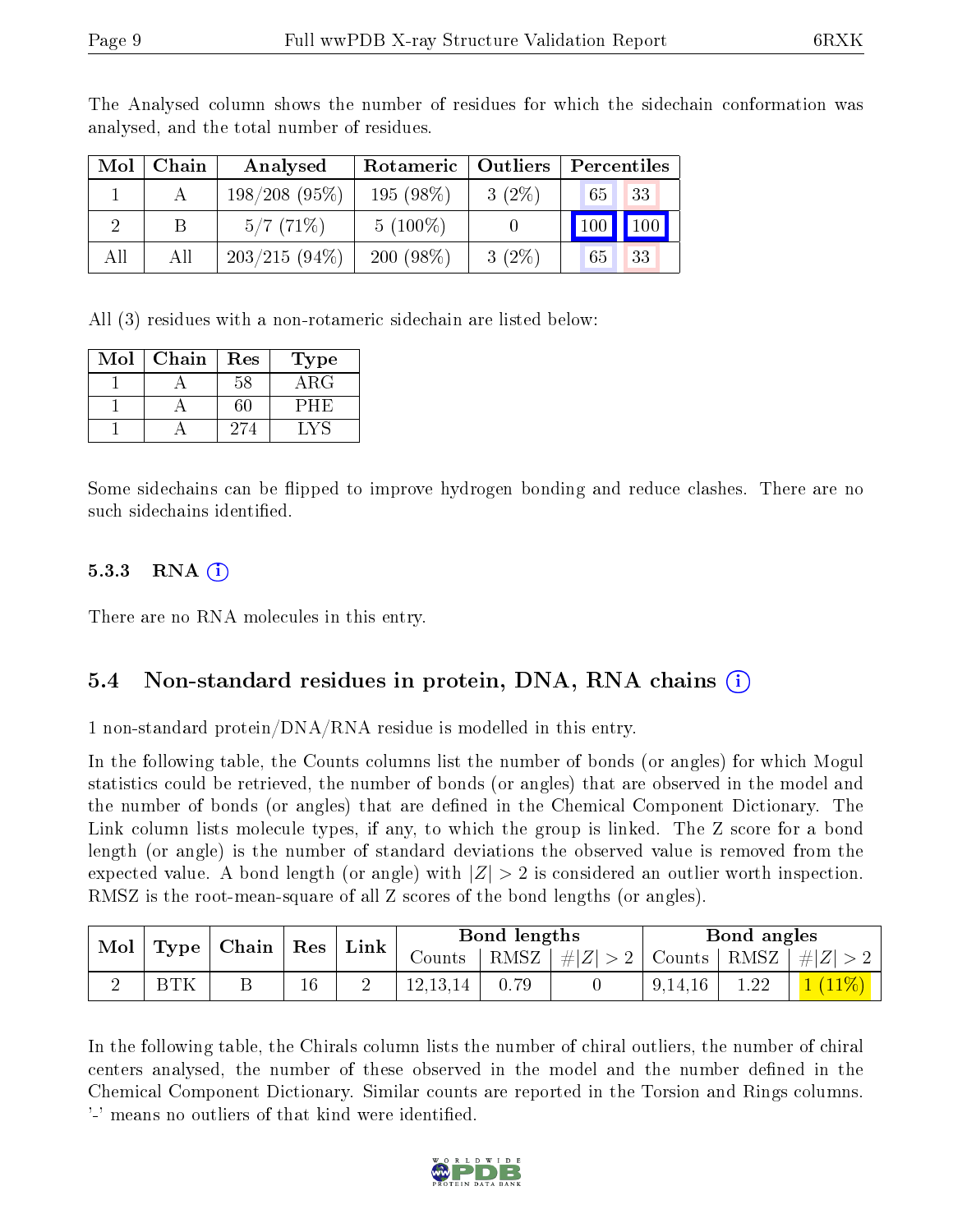The Analysed column shows the number of residues for which the sidechain conformation was analysed, and the total number of residues.

| Mol | Chain | Analysed | Rotameric | Outliers | Percentiles | |
|---|---|---|---|---|---|---|
| 1 | A | 198/208 (95%) | 195 (98%) | 3 (2%) | 65 | 33 |
| 2 | B | 5/7 (71%) | 5 (100%) | 0 | 100 | 100 |
| All | All | 203/215 (94%) | 200 (98%) | 3 (2%) | 65 | 33 |

All (3) residues with a non-rotameric sidechain are listed below:

| Mol | Chain | Res | Type |
|---|---|---|---|
| 1 | A | 58 | ARG |
| 1 | A | 60 | PHE |
| 1 | A | 274 | LYS |

Some sidechains can be flipped to improve hydrogen bonding and reduce clashes. There are no such sidechains identified.

### 5.3.3 RNA

There are no RNA molecules in this entry.

## 5.4 Non-standard residues in protein, DNA, RNA chains

1 non-standard protein/DNA/RNA residue is modelled in this entry.

In the following table, the Counts columns list the number of bonds (or angles) for which Mogul statistics could be retrieved, the number of bonds (or angles) that are observed in the model and the number of bonds (or angles) that are defined in the Chemical Component Dictionary. The Link column lists molecule types, if any, to which the group is linked. The Z score for a bond length (or angle) is the number of standard deviations the observed value is removed from the expected value. A bond length (or angle) with $|Z| > 2$ is considered an outlier worth inspection. RMSZ is the root-mean-square of all Z scores of the bond lengths (or angles).

| Mol | Type | Chain | Res | Link | Bond lengths | | | Bond angles | | |
|---|---|---|---|---|---|---|---|---|---|---|
| | | | | | Counts | RMSZ | $\#\|Z\| > 2$ | Counts | RMSZ | $\#\|Z\| > 2$ |
| 2 | BTK | B | 16 | 2 | 12,13,14 | 0.79 | 0 | 9,14,16 | 1.22 | 1 (11%) |

In the following table, the Chirals column lists the number of chiral outliers, the number of chiral centers analysed, the number of these observed in the model and the number defined in the Chemical Component Dictionary. Similar counts are reported in the Torsion and Rings columns. '-' means no outliers of that kind were identified.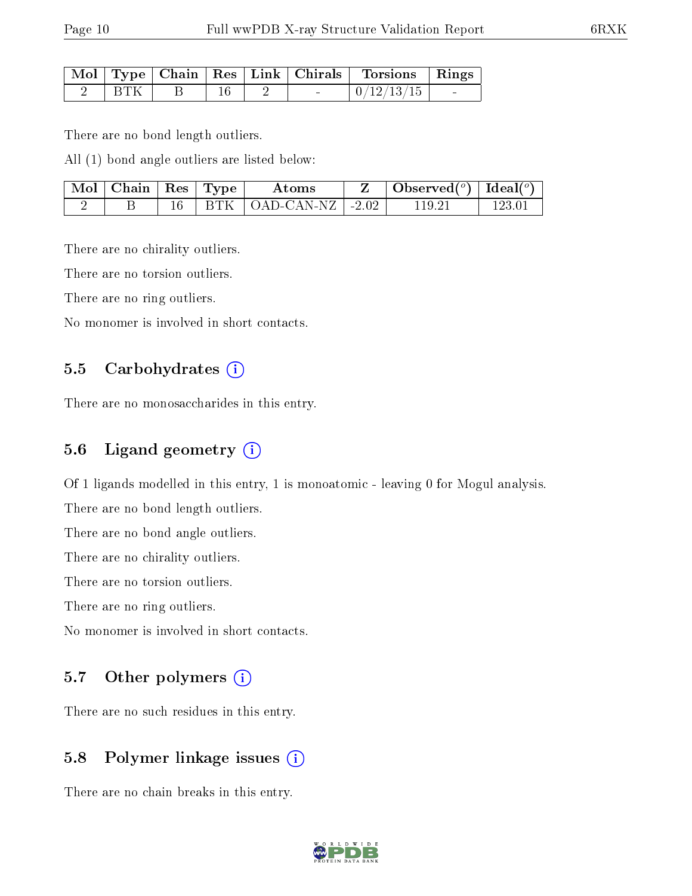| Mol | Type | Chain | Res | Link | Chirals | Torsions | Rings |
|---|---|---|---|---|---|---|---|
| 2 | BTK | B | 16 | 2 | - | 0/12/13/15 | - |

There are no bond length outliers.

All (1) bond angle outliers are listed below:

| Mol | Chain | Res | Type | Atoms | Z | Observed(°) | Ideal(°) |
|---|---|---|---|---|---|---|---|
| 2 | B | 16 | BTK | OAD-CAN-NZ | -2.02 | 119.21 | 123.01 |

There are no chirality outliers.

There are no torsion outliers.

There are no ring outliers.

No monomer is involved in short contacts.

### 5.5 Carbohydrates

There are no monosaccharides in this entry.

### 5.6 Ligand geometry

Of 1 ligands modelled in this entry, 1 is monoatomic - leaving 0 for Mogul analysis.

There are no bond length outliers.

There are no bond angle outliers.

There are no chirality outliers.

There are no torsion outliers.

There are no ring outliers.

No monomer is involved in short contacts.

### 5.7 Other polymers

There are no such residues in this entry.

### 5.8 Polymer linkage issues

There are no chain breaks in this entry.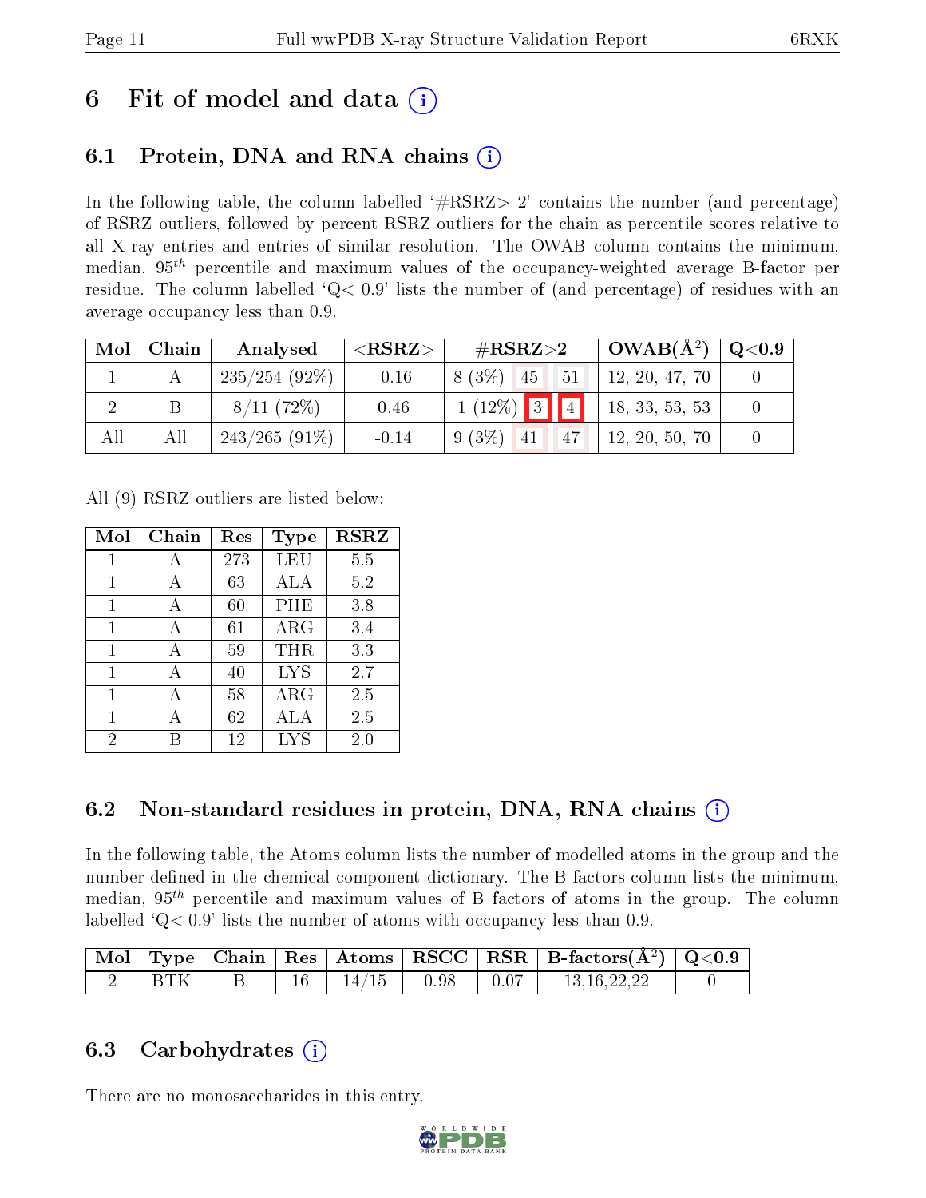# 6 Fit of model and data (i)

## 6.1 Protein, DNA and RNA chains (i)

In the following table, the column labelled '#RSRZ> 2' contains the number (and percentage) of RSRZ outliers, followed by percent RSRZ outliers for the chain as percentile scores relative to all X-ray entries and entries of similar resolution. The OWAB column contains the minimum, median, $95^{th}$ percentile and maximum values of the occupancy-weighted average B-factor per residue. The column labelled 'Q< 0.9' lists the number of (and percentage) of residues with an average occupancy less than 0.9.

| Mol | Chain | Analysed | <RSRZ> | #RSRZ>2 | | | OWAB(Å$^2$) | Q<0.9 |
|---|---|---|---|---|---|---|---|---|
| 1 | A | 235/254 (92%) | -0.16 | 8 (3%) | 45 | 51 | 12, 20, 47, 70 | 0 |
| 2 | B | 8/11 (72%) | 0.46 | 1 (12%) | 3 | 4 | 18, 33, 53, 53 | 0 |
| All | All | 243/265 (91%) | -0.14 | 9 (3%) | 41 | 47 | 12, 20, 50, 70 | 0 |

All (9) RSRZ outliers are listed below:

| Mol | Chain | Res | Type | RSRZ |
|---|---|---|---|---|
| 1 | A | 273 | LEU | 5.5 |
| 1 | A | 63 | ALA | 5.2 |
| 1 | A | 60 | PHE | 3.8 |
| 1 | A | 61 | ARG | 3.4 |
| 1 | A | 59 | THR | 3.3 |
| 1 | A | 40 | LYS | 2.7 |
| 1 | A | 58 | ARG | 2.5 |
| 1 | A | 62 | ALA | 2.5 |
| 2 | B | 12 | LYS | 2.0 |

## 6.2 Non-standard residues in protein, DNA, RNA chains (i)

In the following table, the Atoms column lists the number of modelled atoms in the group and the number defined in the chemical component dictionary. The B-factors column lists the minimum, median, $95^{th}$ percentile and maximum values of B factors of atoms in the group. The column labelled 'Q< 0.9' lists the number of atoms with occupancy less than 0.9.

| Mol | Type | Chain | Res | Atoms | RSCC | RSR | B-factors(Å$^2$) | Q<0.9 |
|---|---|---|---|---|---|---|---|---|
| 2 | BTK | B | 16 | 14/15 | 0.98 | 0.07 | 13,16,22,22 | 0 |

## 6.3 Carbohydrates (i)

There are no monosaccharides in this entry.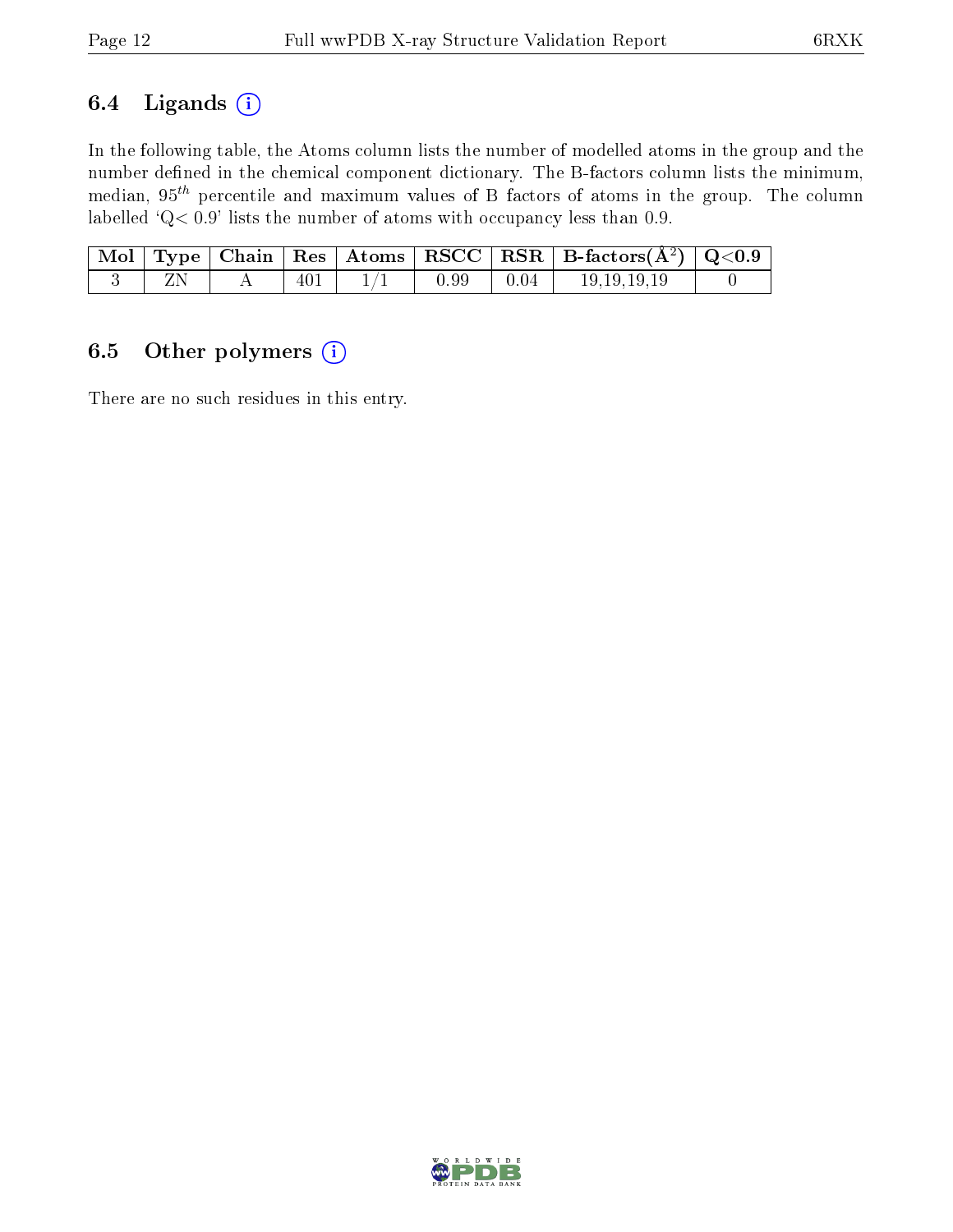### 6.4 Ligands (i)

In the following table, the Atoms column lists the number of modelled atoms in the group and the number defined in the chemical component dictionary. The B-factors column lists the minimum, median, $95^{th}$ percentile and maximum values of B factors of atoms in the group. The column labelled 'Q< 0.9' lists the number of atoms with occupancy less than 0.9.

| Mol | Type | Chain | Res | Atoms | RSCC | RSR | B-factors($Å^2$) | Q<0.9 |
|---|---|---|---|---|---|---|---|---|
| 3 | ZN | A | 401 | 1/1 | 0.99 | 0.04 | 19,19,19,19 | 0 |

### 6.5 Other polymers (i)

There are no such residues in this entry.